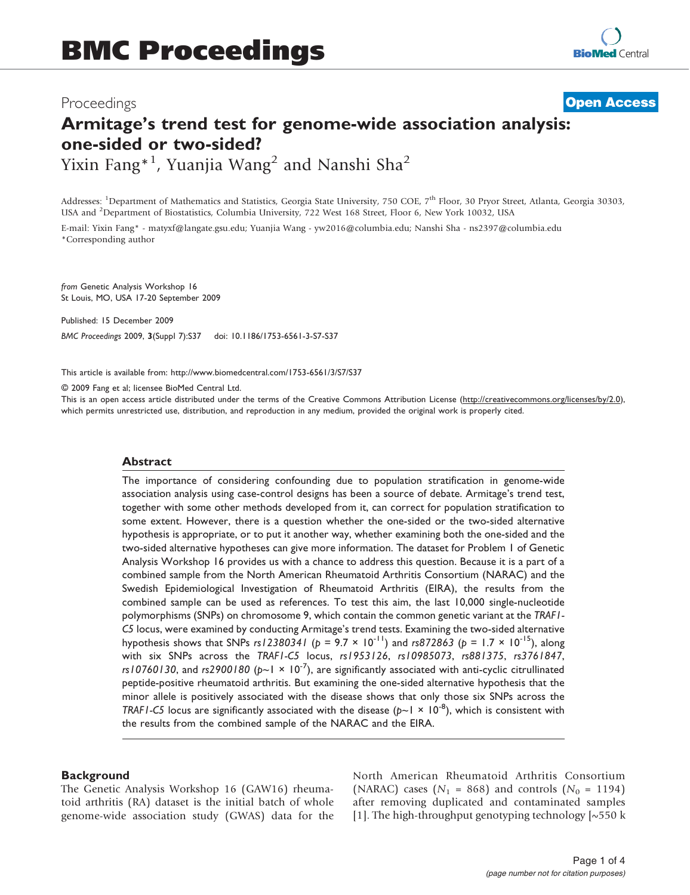Proceedings **Open Access**

# Armitage's trend test for genome-wide association analysis: one-sided or two-sided?

Yixin Fang*[1], Yuanjia Wang[2] and Nanshi Sha[2]

Addresses: [1]Department of Mathematics and Statistics, Georgia State University, 750 COE, 7th Floor, 30 Pryor Street, Atlanta, Georgia 30303, USA and [2]Department of Biostatistics, Columbia University, 722 West 168 Street, Floor 6, New York 10032, USA

E-mail: Yixin Fang* - matyxf@langate.gsu.edu; Yuanjia Wang - yw2016@columbia.edu; Nanshi Sha - ns2397@columbia.edu
*Corresponding author

*from* Genetic Analysis Workshop 16
St Louis, MO, USA 17-20 September 2009

Published: 15 December 2009

*BMC Proceedings* 2009, **3**(Suppl 7):S37 doi: 10.1186/1753-6561-3-S7-S37

This article is available from: http://www.biomedcentral.com/1753-6561/3/S7/S37

© 2009 Fang et al; licensee BioMed Central Ltd.
This is an open access article distributed under the terms of the Creative Commons Attribution License (http://creativecommons.org/licenses/by/2.0), which permits unrestricted use, distribution, and reproduction in any medium, provided the original work is properly cited.

## Abstract

The importance of considering confounding due to population stratification in genome-wide association analysis using case-control designs has been a source of debate. Armitage's trend test, together with some other methods developed from it, can correct for population stratification to some extent. However, there is a question whether the one-sided or the two-sided alternative hypothesis is appropriate, or to put it another way, whether examining both the one-sided and the two-sided alternative hypotheses can give more information. The dataset for Problem 1 of Genetic Analysis Workshop 16 provides us with a chance to address this question. Because it is a part of a combined sample from the North American Rheumatoid Arthritis Consortium (NARAC) and the Swedish Epidemiological Investigation of Rheumatoid Arthritis (EIRA), the results from the combined sample can be used as references. To test this aim, the last 10,000 single-nucleotide polymorphisms (SNPs) on chromosome 9, which contain the common genetic variant at the *TRAF1-C5* locus, were examined by conducting Armitage's trend tests. Examining the two-sided alternative hypothesis shows that SNPs *rs12380341* ($p = 9.7 \times 10^{-11}$) and *rs872863* ($p = 1.7 \times 10^{-15}$), along with six SNPs across the *TRAF1-C5* locus, *rs1953126*, *rs10985073*, *rs881375*, *rs3761847*, *rs10760130*, and *rs2900180* ($p \sim 1 \times 10^{-7}$), are significantly associated with anti-cyclic citrullinated peptide-positive rheumatoid arthritis. But examining the one-sided alternative hypothesis that the minor allele is positively associated with the disease shows that only those six SNPs across the *TRAF1-C5* locus are significantly associated with the disease ($p \sim 1 \times 10^{-8}$), which is consistent with the results from the combined sample of the NARAC and the EIRA.

## Background

The Genetic Analysis Workshop 16 (GAW16) rheumatoid arthritis (RA) dataset is the initial batch of whole genome-wide association study (GWAS) data for the North American Rheumatoid Arthritis Consortium (NARAC) cases ($N_1$ = 868) and controls ($N_0$ = 1194) after removing duplicated and contaminated samples [1]. The high-throughput genotyping technology [~550 k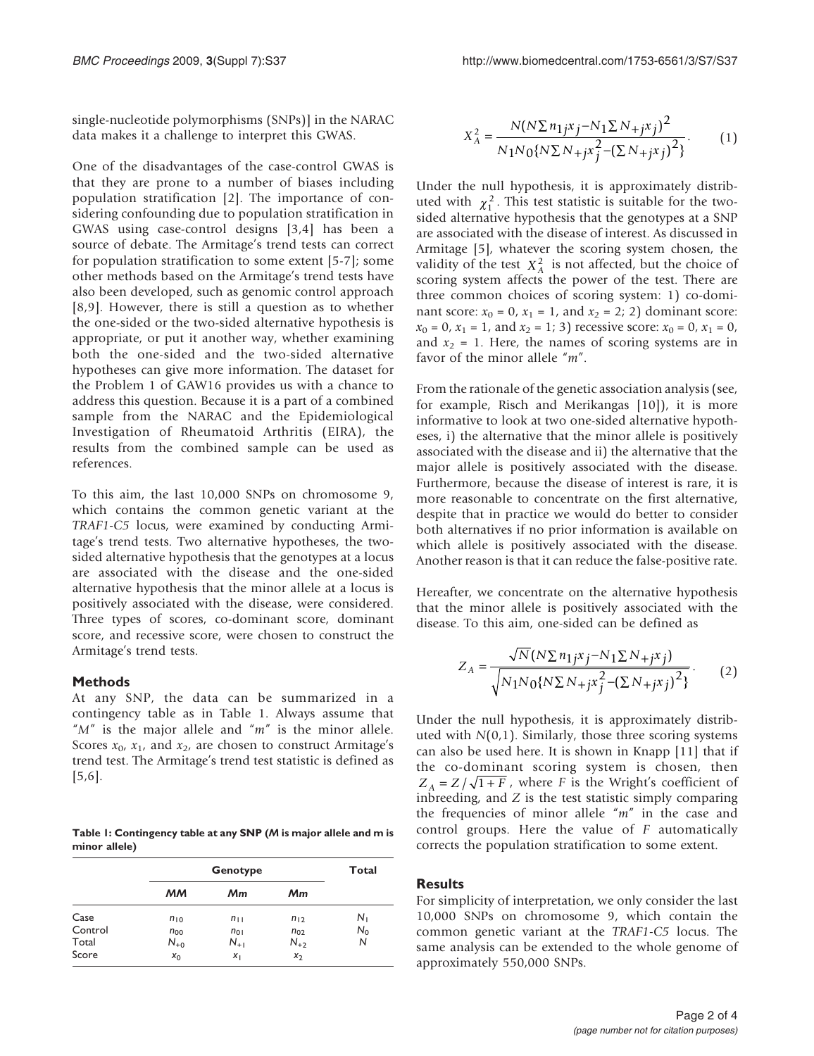single-nucleotide polymorphisms (SNPs)] in the NARAC data makes it a challenge to interpret this GWAS.

One of the disadvantages of the case-control GWAS is that they are prone to a number of biases including population stratification [2]. The importance of considering confounding due to population stratification in GWAS using case-control designs [3,4] has been a source of debate. The Armitage's trend tests can correct for population stratification to some extent [5-7]; some other methods based on the Armitage's trend tests have also been developed, such as genomic control approach [8,9]. However, there is still a question as to whether the one-sided or the two-sided alternative hypothesis is appropriate, or put it another way, whether examining both the one-sided and the two-sided alternative hypotheses can give more information. The dataset for the Problem 1 of GAW16 provides us with a chance to address this question. Because it is a part of a combined sample from the NARAC and the Epidemiological Investigation of Rheumatoid Arthritis (EIRA), the results from the combined sample can be used as references.

To this aim, the last 10,000 SNPs on chromosome 9, which contains the common genetic variant at the *TRAF1-C5* locus, were examined by conducting Armitage's trend tests. Two alternative hypotheses, the two-sided alternative hypothesis that the genotypes at a locus are associated with the disease and the one-sided alternative hypothesis that the minor allele at a locus is positively associated with the disease, were considered. Three types of scores, co-dominant score, dominant score, and recessive score, were chosen to construct the Armitage's trend tests.

## Methods

At any SNP, the data can be summarized in a contingency table as in Table 1. Always assume that "*M*" is the major allele and "*m*" is the minor allele. Scores $x_0$, $x_1$, and $x_2$, are chosen to construct Armitage's trend test. The Armitage's trend test statistic is defined as [5,6].

**Table 1: Contingency table at any SNP (*M* is major allele and m is minor allele)**

| | Genotype | | | Total |
|---|---|---|---|---|
| | ***MM*** | ***Mm*** | ***Mm*** | |
| Case | $n_{10}$ | $n_{11}$ | $n_{12}$ | $N_1$ |
| Control | $n_{00}$ | $n_{01}$ | $n_{02}$ | $N_0$ |
| Total | $N_{+0}$ | $N_{+1}$ | $N_{+2}$ | $N$ |
| Score | $x_0$ | $x_1$ | $x_2$ | |

$$X_A^2 = \frac{N(N\sum n_{1j}x_j - N_1\sum N_{+j}x_j)^2}{N_1 N_0\{N\sum N_{+j}x_j^2 - (\sum N_{+j}x_j)^2\}}. \quad (1)$$

Under the null hypothesis, it is approximately distributed with $\chi_1^2$. This test statistic is suitable for the two-sided alternative hypothesis that the genotypes at a SNP are associated with the disease of interest. As discussed in Armitage [5], whatever the scoring system chosen, the validity of the test $X_A^2$ is not affected, but the choice of scoring system affects the power of the test. There are three common choices of scoring system: 1) co-dominant score: $x_0 = 0$, $x_1 = 1$, and $x_2 = 2$; 2) dominant score: $x_0 = 0$, $x_1 = 1$, and $x_2 = 1$; 3) recessive score: $x_0 = 0$, $x_1 = 0$, and $x_2 = 1$. Here, the names of scoring systems are in favor of the minor allele "*m*".

From the rationale of the genetic association analysis (see, for example, Risch and Merikangas [10]), it is more informative to look at two one-sided alternative hypotheses, i) the alternative that the minor allele is positively associated with the disease and ii) the alternative that the major allele is positively associated with the disease. Furthermore, because the disease of interest is rare, it is more reasonable to concentrate on the first alternative, despite that in practice we would do better to consider both alternatives if no prior information is available on which allele is positively associated with the disease. Another reason is that it can reduce the false-positive rate.

Hereafter, we concentrate on the alternative hypothesis that the minor allele is positively associated with the disease. To this aim, one-sided can be defined as

$$Z_A = \frac{\sqrt{N}(N\sum n_{1j}x_j - N_1\sum N_{+j}x_j)}{\sqrt{N_1 N_0\{N\sum N_{+j}x_j^2 - (\sum N_{+j}x_j)^2\}}}. \quad (2)$$

Under the null hypothesis, it is approximately distributed with $N(0,1)$. Similarly, those three scoring systems can also be used here. It is shown in Knapp [11] that if the co-dominant scoring system is chosen, then $Z_A = Z/\sqrt{1+F}$, where $F$ is the Wright's coefficient of inbreeding, and $Z$ is the test statistic simply comparing the frequencies of minor allele "*m*" in the case and control groups. Here the value of $F$ automatically corrects the population stratification to some extent.

## Results

For simplicity of interpretation, we only consider the last 10,000 SNPs on chromosome 9, which contain the common genetic variant at the *TRAF1-C5* locus. The same analysis can be extended to the whole genome of approximately 550,000 SNPs.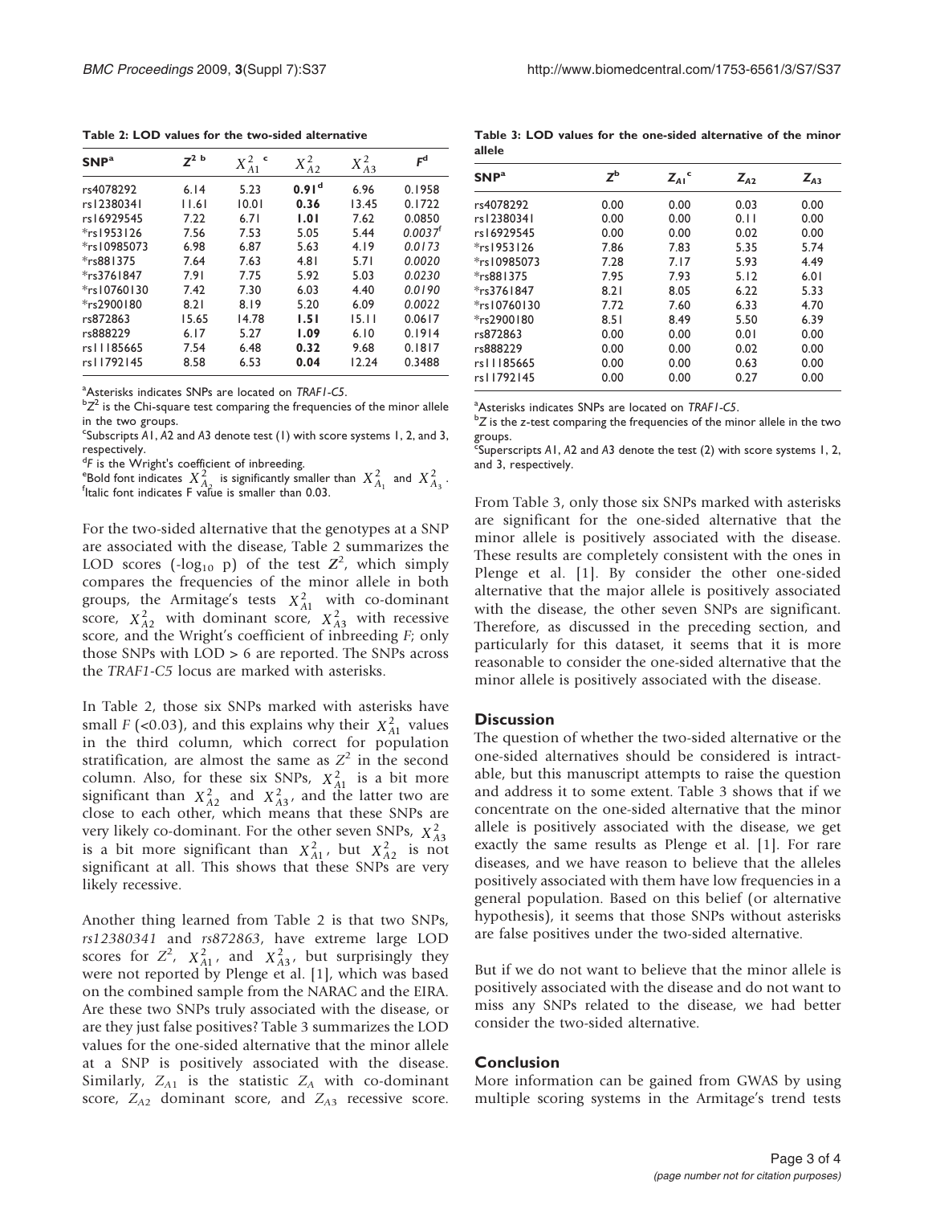Table 2: LOD values for the two-sided alternative

| SNP[a] | $Z^2$ [b] | $X^2_{A1}$ [c] | $X^2_{A2}$ | $X^2_{A3}$ | $F$[d] |
|---|---|---|---|---|---|
| rs4078292 | 6.14 | 5.23 | **0.91**[d] | 6.96 | 0.1958 |
| rs12380341 | 11.61 | 10.01 | **0.36** | 13.45 | 0.1722 |
| rs16929545 | 7.22 | 6.71 | **1.01** | 7.62 | 0.0850 |
| *rs1953126 | 7.56 | 7.53 | 5.05 | 5.44 | *0.0037*[f] |
| *rs10985073 | 6.98 | 6.87 | 5.63 | 4.19 | *0.0173* |
| *rs881375 | 7.64 | 7.63 | 4.81 | 5.71 | *0.0020* |
| *rs3761847 | 7.91 | 7.75 | 5.92 | 5.03 | *0.0230* |
| *rs10760130 | 7.42 | 7.30 | 6.03 | 4.40 | *0.0190* |
| *rs2900180 | 8.21 | 8.19 | 5.20 | 6.09 | *0.0022* |
| rs872863 | 15.65 | 14.78 | **1.51** | 15.11 | 0.0617 |
| rs888229 | 6.17 | 5.27 | **1.09** | 6.10 | 0.1914 |
| rs11185665 | 7.54 | 6.48 | **0.32** | 9.68 | 0.1817 |
| rs11792145 | 8.58 | 6.53 | **0.04** | 12.24 | 0.3488 |

[a]Asterisks indicates SNPs are located on *TRAF1-C5*.
[b]$Z^2$ is the Chi-square test comparing the frequencies of the minor allele in the two groups.
[c]Subscripts *A*1, *A*2 and *A*3 denote test (1) with score systems 1, 2, and 3, respectively.
[d]*F* is the Wright's coefficient of inbreeding.
[e]Bold font indicates $X^2_{A_2}$ is significantly smaller than $X^2_{A_1}$ and $X^2_{A_3}$.
[f]Italic font indicates F value is smaller than 0.03.

For the two-sided alternative that the genotypes at a SNP are associated with the disease, Table 2 summarizes the LOD scores ($-\log_{10}$ p) of the test $Z^2$, which simply compares the frequencies of the minor allele in both groups, the Armitage's tests $X^2_{A1}$ with co-dominant score, $X^2_{A2}$ with dominant score, $X^2_{A3}$ with recessive score, and the Wright's coefficient of inbreeding *F*; only those SNPs with LOD > 6 are reported. The SNPs across the *TRAF1-C5* locus are marked with asterisks.

In Table 2, those six SNPs marked with asterisks have small *F* (<0.03), and this explains why their $X^2_{A1}$ values in the third column, which correct for population stratification, are almost the same as $Z^2$ in the second column. Also, for these six SNPs, $X^2_{A1}$ is a bit more significant than $X^2_{A2}$ and $X^2_{A3}$, and the latter two are close to each other, which means that these SNPs are very likely co-dominant. For the other seven SNPs, $X^2_{A3}$ is a bit more significant than $X^2_{A1}$, but $X^2_{A2}$ is not significant at all. This shows that these SNPs are very likely recessive.

Another thing learned from Table 2 is that two SNPs, *rs12380341* and *rs872863*, have extreme large LOD scores for $Z^2$, $X^2_{A1}$, and $X^2_{A3}$, but surprisingly they were not reported by Plenge et al. [1], which was based on the combined sample from the NARAC and the EIRA. Are these two SNPs truly associated with the disease, or are they just false positives? Table 3 summarizes the LOD values for the one-sided alternative that the minor allele at a SNP is positively associated with the disease. Similarly, $Z_{A1}$ is the statistic $Z_A$ with co-dominant score, $Z_{A2}$ dominant score, and $Z_{A3}$ recessive score.

Table 3: LOD values for the one-sided alternative of the minor allele

| SNP[a] | $Z$[b] | $Z_{A1}$[c] | $Z_{A2}$ | $Z_{A3}$ |
|---|---|---|---|---|
| rs4078292 | 0.00 | 0.00 | 0.03 | 0.00 |
| rs12380341 | 0.00 | 0.00 | 0.11 | 0.00 |
| rs16929545 | 0.00 | 0.00 | 0.02 | 0.00 |
| *rs1953126 | 7.86 | 7.83 | 5.35 | 5.74 |
| *rs10985073 | 7.28 | 7.17 | 5.93 | 4.49 |
| *rs881375 | 7.95 | 7.93 | 5.12 | 6.01 |
| *rs3761847 | 8.21 | 8.05 | 6.22 | 5.33 |
| *rs10760130 | 7.72 | 7.60 | 6.33 | 4.70 |
| *rs2900180 | 8.51 | 8.49 | 5.50 | 6.39 |
| rs872863 | 0.00 | 0.00 | 0.01 | 0.00 |
| rs888229 | 0.00 | 0.00 | 0.02 | 0.00 |
| rs11185665 | 0.00 | 0.00 | 0.63 | 0.00 |
| rs11792145 | 0.00 | 0.00 | 0.27 | 0.00 |

[a]Asterisks indicates SNPs are located on *TRAF1-C5*.
[b]*Z* is the z-test comparing the frequencies of the minor allele in the two groups.
[c]Superscripts *A*1, *A*2 and *A*3 denote the test (2) with score systems 1, 2, and 3, respectively.

From Table 3, only those six SNPs marked with asterisks are significant for the one-sided alternative that the minor allele is positively associated with the disease. These results are completely consistent with the ones in Plenge et al. [1]. By consider the other one-sided alternative that the major allele is positively associated with the disease, the other seven SNPs are significant. Therefore, as discussed in the preceding section, and particularly for this dataset, it seems that it is more reasonable to consider the one-sided alternative that the minor allele is positively associated with the disease.

## Discussion

The question of whether the two-sided alternative or the one-sided alternatives should be considered is intractable, but this manuscript attempts to raise the question and address it to some extent. Table 3 shows that if we concentrate on the one-sided alternative that the minor allele is positively associated with the disease, we get exactly the same results as Plenge et al. [1]. For rare diseases, and we have reason to believe that the alleles positively associated with them have low frequencies in a general population. Based on this belief (or alternative hypothesis), it seems that those SNPs without asterisks are false positives under the two-sided alternative.

But if we do not want to believe that the minor allele is positively associated with the disease and do not want to miss any SNPs related to the disease, we had better consider the two-sided alternative.

## Conclusion

More information can be gained from GWAS by using multiple scoring systems in the Armitage's trend tests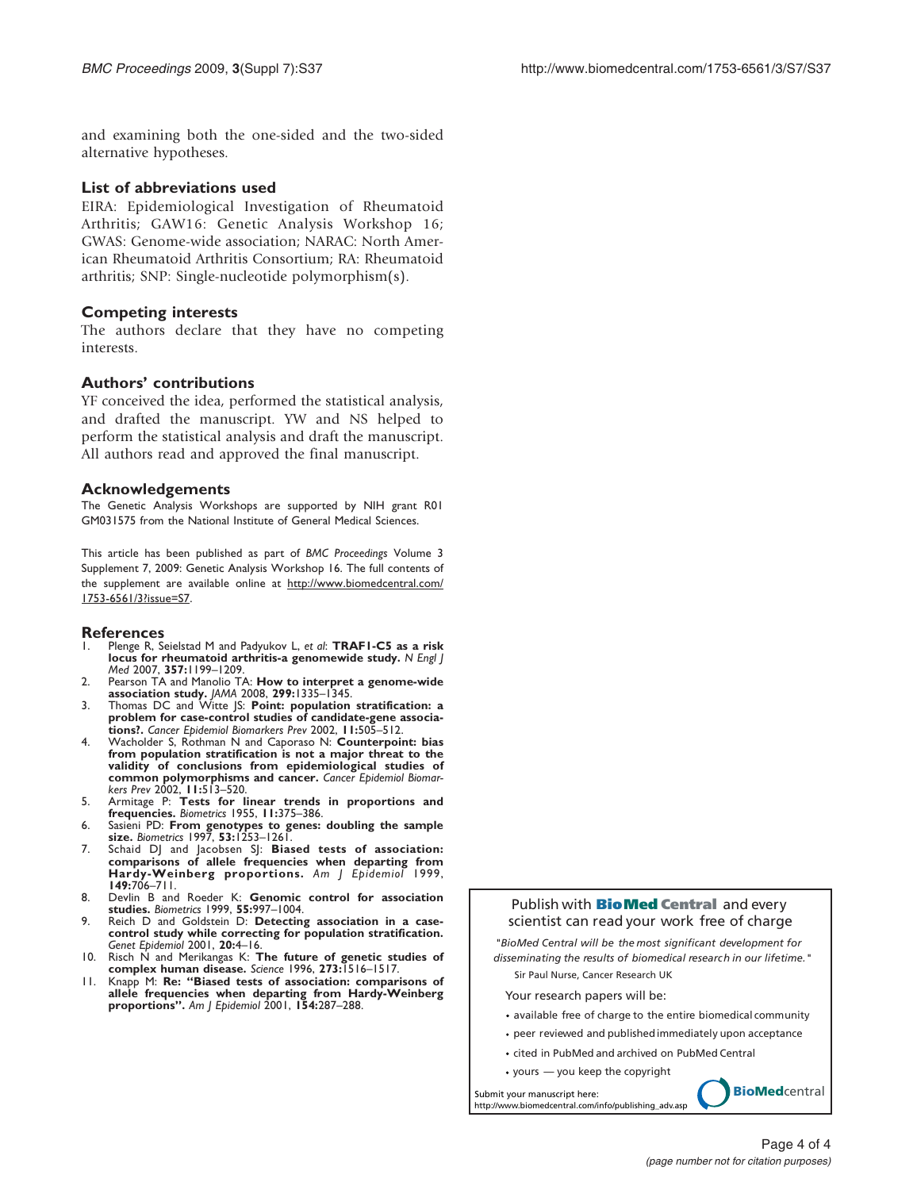and examining both the one-sided and the two-sided alternative hypotheses.

## List of abbreviations used

EIRA: Epidemiological Investigation of Rheumatoid Arthritis; GAW16: Genetic Analysis Workshop 16; GWAS: Genome-wide association; NARAC: North American Rheumatoid Arthritis Consortium; RA: Rheumatoid arthritis; SNP: Single-nucleotide polymorphism(s).

## Competing interests

The authors declare that they have no competing interests.

## Authors' contributions

YF conceived the idea, performed the statistical analysis, and drafted the manuscript. YW and NS helped to perform the statistical analysis and draft the manuscript. All authors read and approved the final manuscript.

## Acknowledgements

The Genetic Analysis Workshops are supported by NIH grant R01 GM031575 from the National Institute of General Medical Sciences.

This article has been published as part of *BMC Proceedings* Volume 3 Supplement 7, 2009: Genetic Analysis Workshop 16. The full contents of the supplement are available online at http://www.biomedcentral.com/1753-6561/3?issue=S7.

## References

1. Plenge R, Seielstad M and Padyukov L, *et al*: **TRAF1-C5 as a risk locus for rheumatoid arthritis-a genomewide study.** *N Engl J Med* 2007, **357:**1199–1209.
2. Pearson TA and Manolio TA: **How to interpret a genome-wide association study.** *JAMA* 2008, **299:**1335–1345.
3. Thomas DC and Witte JS: **Point: population stratification: a problem for case-control studies of candidate-gene associations?.** *Cancer Epidemiol Biomarkers Prev* 2002, **11:**505–512.
4. Wacholder S, Rothman N and Caporaso N: **Counterpoint: bias from population stratification is not a major threat to the validity of conclusions from epidemiological studies of common polymorphisms and cancer.** *Cancer Epidemiol Biomarkers Prev* 2002, **11:**513–520.
5. Armitage P: **Tests for linear trends in proportions and frequencies.** *Biometrics* 1955, **11:**375–386.
6. Sasieni PD: **From genotypes to genes: doubling the sample size.** *Biometrics* 1997, **53:**1253–1261.
7. Schaid DJ and Jacobsen SJ: **Biased tests of association: comparisons of allele frequencies when departing from Hardy-Weinberg proportions.** *Am J Epidemiol* 1999, **149:**706–711.
8. Devlin B and Roeder K: **Genomic control for association studies.** *Biometrics* 1999, **55:**997–1004.
9. Reich D and Goldstein D: **Detecting association in a case-control study while correcting for population stratification.** *Genet Epidemiol* 2001, **20:**4–16.
10. Risch N and Merikangas K: **The future of genetic studies of complex human disease.** *Science* 1996, **273:**1516–1517.
11. Knapp M: **Re: "Biased tests of association: comparisons of allele frequencies when departing from Hardy-Weinberg proportions".** *Am J Epidemiol* 2001, **154:**287–288.

Publish with **BioMed Central** and every scientist can read your work free of charge

*"BioMed Central will be the most significant development for disseminating the results of biomedical research in our lifetime."*

Sir Paul Nurse, Cancer Research UK

Your research papers will be:

- available free of charge to the entire biomedical community
- peer reviewed and published immediately upon acceptance
- cited in PubMed and archived on PubMed Central
- yours — you keep the copyright

Submit your manuscript here:
http://www.biomedcentral.com/info/publishing_adv.asp

BioMedcentral